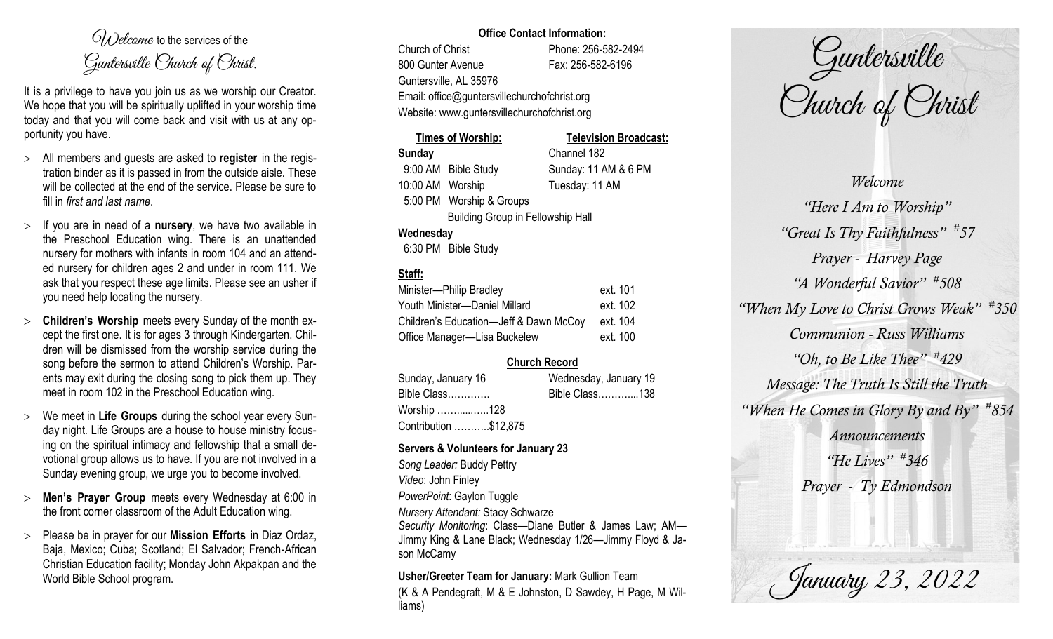*Welcome* to the services of the
# Guntersville Church of Christ.

It is a privilege to have you join us as we worship our Creator. We hope that you will be spiritually uplifted in your worship time today and that you will come back and visit with us at any opportunity you have.

- All members and guests are asked to **register** in the registration binder as it is passed in from the outside aisle. These will be collected at the end of the service. Please be sure to fill in *first and last name*.
- If you are in need of a **nursery**, we have two available in the Preschool Education wing. There is an unattended nursery for mothers with infants in room 104 and an attended nursery for children ages 2 and under in room 111. We ask that you respect these age limits. Please see an usher if you need help locating the nursery.
- **Children's Worship** meets every Sunday of the month except the first one. It is for ages 3 through Kindergarten. Children will be dismissed from the worship service during the song before the sermon to attend Children's Worship. Parents may exit during the closing song to pick them up. They meet in room 102 in the Preschool Education wing.
- We meet in **Life Groups** during the school year every Sunday night. Life Groups are a house to house ministry focusing on the spiritual intimacy and fellowship that a small devotional group allows us to have. If you are not involved in a Sunday evening group, we urge you to become involved.
- **Men's Prayer Group** meets every Wednesday at 6:00 in the front corner classroom of the Adult Education wing.
- Please be in prayer for our **Mission Efforts** in Diaz Ordaz, Baja, Mexico; Cuba; Scotland; El Salvador; French-African Christian Education facility; Monday John Akpakpan and the World Bible School program.

**Office Contact Information:**

Church of Christ — Phone: 256-582-2494
800 Gunter Avenue — Fax: 256-582-6196
Guntersville, AL 35976
Email: office@guntersvillechurchofchrist.org
Website: www.guntersvillechurchofchrist.org

**Times of Worship:**

**Sunday**
9:00 AM Bible Study
10:00 AM Worship
5:00 PM Worship & Groups
Building Group in Fellowship Hall

**Wednesday**
6:30 PM Bible Study

**Television Broadcast:**

Channel 182
Sunday: 11 AM & 6 PM
Tuesday: 11 AM

**Staff:**

| | |
|---|---|
| Minister—Philip Bradley | ext. 101 |
| Youth Minister—Daniel Millard | ext. 102 |
| Children's Education—Jeff & Dawn McCoy | ext. 104 |
| Office Manager—Lisa Buckelew | ext. 100 |

**Church Record**

| Sunday, January 16 | Wednesday, January 19 |
|---|---|
| Bible Class………… | Bible Class………....138 |
| Worship ……......…..128 | |
| Contribution ………..$12,875 | |

**Servers & Volunteers for January 23**

*Song Leader:* Buddy Pettry
*Video*: John Finley
*PowerPoint*: Gaylon Tuggle
*Nursery Attendant:* Stacy Schwarze
*Security Monitoring*: Class—Diane Butler & James Law; AM—Jimmy King & Lane Black; Wednesday 1/26—Jimmy Floyd & Jason McCamy

**Usher/Greeter Team for January:** Mark Gullion Team
(K & A Pendegraft, M & E Johnston, D Sawdey, H Page, M Williams)

# Guntersville Church of Christ

*Welcome*
*"Here I Am to Worship"*
*"Great Is Thy Faithfulness" #57*
*Prayer - Harvey Page*
*"A Wonderful Savior" #508*
*"When My Love to Christ Grows Weak" #350*
*Communion - Russ Williams*
*"Oh, to Be Like Thee" #429*
*Message: The Truth Is Still the Truth*
*"When He Comes in Glory By and By" #854*
*Announcements*
*"He Lives" #346*
*Prayer - Ty Edmondson*

*January 23, 2022*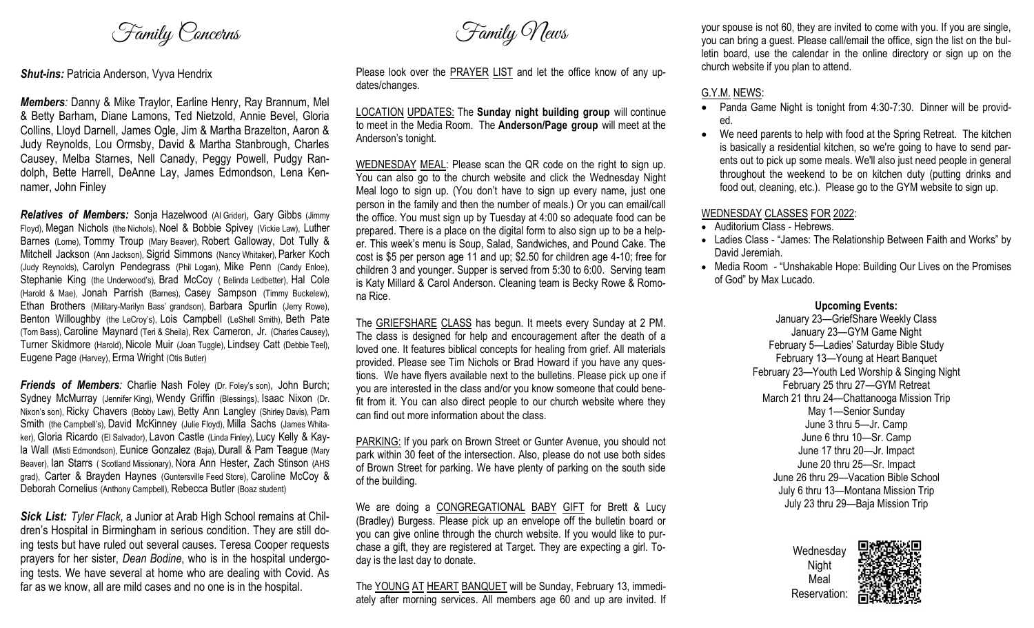# Family Concerns

***Shut-ins:*** Patricia Anderson, Vyva Hendrix

***Members:*** Danny & Mike Traylor, Earline Henry, Ray Brannum, Mel & Betty Barham, Diane Lamons, Ted Nietzold, Annie Bevel, Gloria Collins, Lloyd Darnell, James Ogle, Jim & Martha Brazelton, Aaron & Judy Reynolds, Lou Ormsby, David & Martha Stanbrough, Charles Causey, Melba Starnes, Nell Canady, Peggy Powell, Pudgy Randolph, Bette Harrell, DeAnne Lay, James Edmondson, Lena Kennamer, John Finley

***Relatives of Members:*** Sonja Hazelwood (Al Grider), Gary Gibbs (Jimmy Floyd), Megan Nichols (the Nichols), Noel & Bobbie Spivey (Vickie Law), Luther Barnes (Lorne), Tommy Troup (Mary Beaver), Robert Galloway, Dot Tully & Mitchell Jackson (Ann Jackson), Sigrid Simmons (Nancy Whitaker), Parker Koch (Judy Reynolds), Carolyn Pendegrass (Phil Logan), Mike Penn (Candy Enloe), Stephanie King (the Underwood's), Brad McCoy ( Belinda Ledbetter), Hal Cole (Harold & Mae), Jonah Parrish (Barnes), Casey Sampson (Timmy Buckelew), Ethan Brothers (Military-Marilyn Bass' grandson), Barbara Spurlin (Jerry Rowe), Benton Willoughby (the LeCroy's), Lois Campbell (LeShell Smith), Beth Pate (Tom Bass), Caroline Maynard (Teri & Sheila), Rex Cameron, Jr. (Charles Causey), Turner Skidmore (Harold), Nicole Muir (Joan Tuggle), Lindsey Catt (Debbie Teel), Eugene Page (Harvey), Erma Wright (Otis Butler)

***Friends of Members:*** Charlie Nash Foley (Dr. Foley's son), John Burch; Sydney McMurray (Jennifer King), Wendy Griffin (Blessings), Isaac Nixon (Dr. Nixon's son), Ricky Chavers (Bobby Law), Betty Ann Langley (Shirley Davis), Pam Smith (the Campbell's), David McKinney (Julie Floyd), Milla Sachs (James Whitaker), Gloria Ricardo (El Salvador), Lavon Castle (Linda Finley), Lucy Kelly & Kayla Wall (Misti Edmondson), Eunice Gonzalez (Baja), Durall & Pam Teague (Mary Beaver), Ian Starrs ( Scotland Missionary), Nora Ann Hester, Zach Stinson (AHS grad), Carter & Brayden Haynes (Guntersville Feed Store), Caroline McCoy & Deborah Cornelius (Anthony Campbell), Rebecca Butler (Boaz student)

***Sick List:*** *Tyler Flack*, a Junior at Arab High School remains at Children's Hospital in Birmingham in serious condition. They are still doing tests but have ruled out several causes. Teresa Cooper requests prayers for her sister, *Dean Bodine*, who is in the hospital undergoing tests. We have several at home who are dealing with Covid. As far as we know, all are mild cases and no one is in the hospital.

# Family News

Please look over the PRAYER LIST and let the office know of any updates/changes.

LOCATION UPDATES: The **Sunday night building group** will continue to meet in the Media Room. The **Anderson/Page group** will meet at the Anderson's tonight.

WEDNESDAY MEAL: Please scan the QR code on the right to sign up. You can also go to the church website and click the Wednesday Night Meal logo to sign up. (You don't have to sign up every name, just one person in the family and then the number of meals.) Or you can email/call the office. You must sign up by Tuesday at 4:00 so adequate food can be prepared. There is a place on the digital form to also sign up to be a helper. This week's menu is Soup, Salad, Sandwiches, and Pound Cake. The cost is $5 per person age 11 and up; $2.50 for children age 4-10; free for children 3 and younger. Supper is served from 5:30 to 6:00. Serving team is Katy Millard & Carol Anderson. Cleaning team is Becky Rowe & Romona Rice.

The GRIEFSHARE CLASS has begun. It meets every Sunday at 2 PM. The class is designed for help and encouragement after the death of a loved one. It features biblical concepts for healing from grief. All materials provided. Please see Tim Nichols or Brad Howard if you have any questions. We have flyers available next to the bulletins. Please pick up one if you are interested in the class and/or you know someone that could benefit from it. You can also direct people to our church website where they can find out more information about the class.

PARKING: If you park on Brown Street or Gunter Avenue, you should not park within 30 feet of the intersection. Also, please do not use both sides of Brown Street for parking. We have plenty of parking on the south side of the building.

We are doing a CONGREGATIONAL BABY GIFT for Brett & Lucy (Bradley) Burgess. Please pick up an envelope off the bulletin board or you can give online through the church website. If you would like to purchase a gift, they are registered at Target. They are expecting a girl. Today is the last day to donate.

The YOUNG AT HEART BANQUET will be Sunday, February 13, immediately after morning services. All members age 60 and up are invited. If your spouse is not 60, they are invited to come with you. If you are single, you can bring a guest. Please call/email the office, sign the list on the bulletin board, use the calendar in the online directory or sign up on the church website if you plan to attend.

G.Y.M. NEWS:

- Panda Game Night is tonight from 4:30-7:30. Dinner will be provided.
- We need parents to help with food at the Spring Retreat. The kitchen is basically a residential kitchen, so we're going to have to send parents out to pick up some meals. We'll also just need people in general throughout the weekend to be on kitchen duty (putting drinks and food out, cleaning, etc.). Please go to the GYM website to sign up.

WEDNESDAY CLASSES FOR 2022:

- Auditorium Class - Hebrews.
- Ladies Class - "James: The Relationship Between Faith and Works" by David Jeremiah.
- Media Room - "Unshakable Hope: Building Our Lives on the Promises of God" by Max Lucado.

**Upcoming Events:**

January 23—GriefShare Weekly Class
January 23—GYM Game Night
February 5—Ladies' Saturday Bible Study
February 13—Young at Heart Banquet
February 23—Youth Led Worship & Singing Night
February 25 thru 27—GYM Retreat
March 21 thru 24—Chattanooga Mission Trip
May 1—Senior Sunday
June 3 thru 5—Jr. Camp
June 6 thru 10—Sr. Camp
June 17 thru 20—Jr. Impact
June 20 thru 25—Sr. Impact
June 26 thru 29—Vacation Bible School
July 6 thru 13—Montana Mission Trip
July 23 thru 29—Baja Mission Trip

Wednesday Night Meal Reservation: